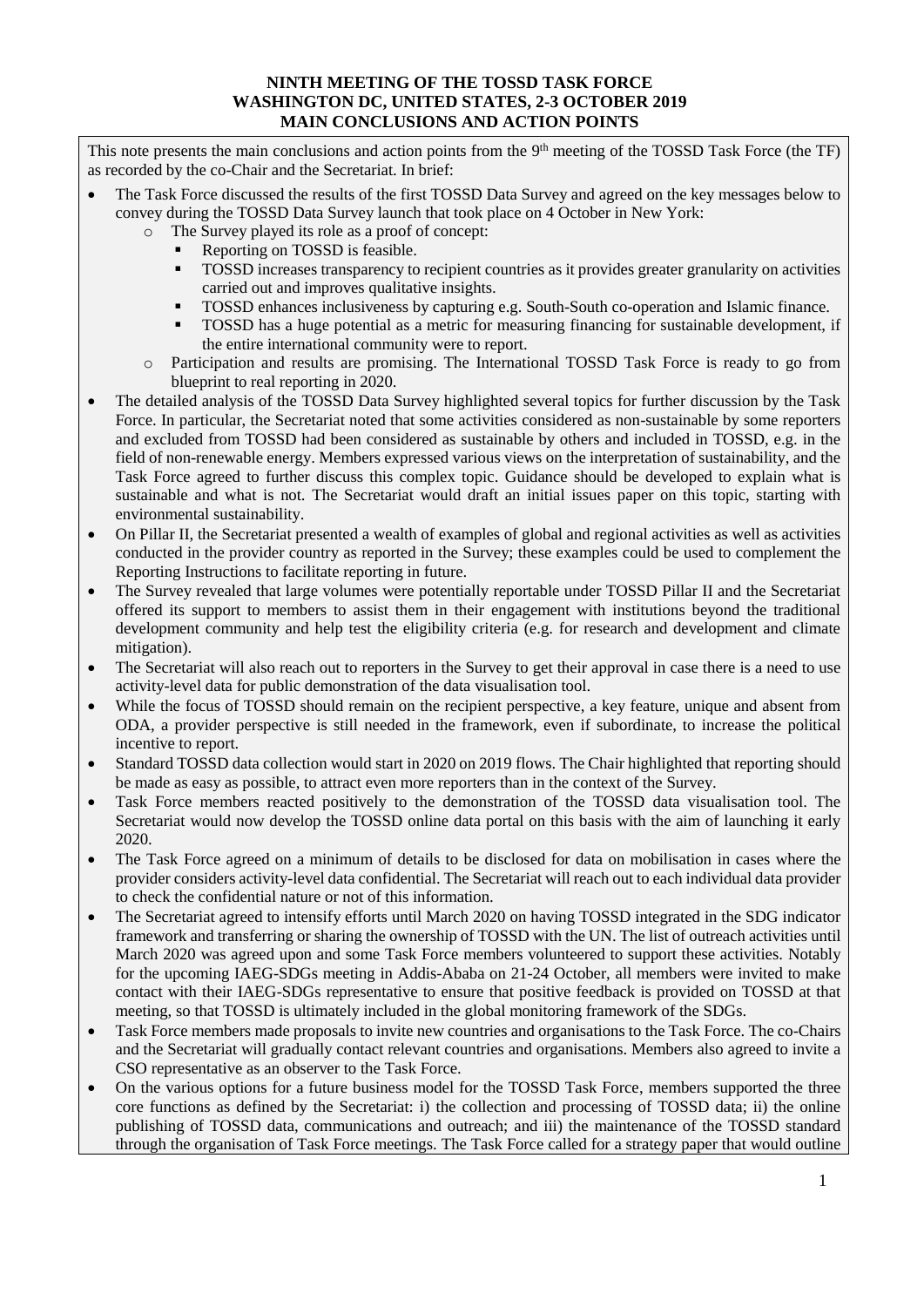**NINTH MEETING OF THE TOSSD TASK FORCE**
**WASHINGTON DC, UNITED STATES, 2-3 OCTOBER 2019**
**MAIN CONCLUSIONS AND ACTION POINTS**

This note presents the main conclusions and action points from the 9th meeting of the TOSSD Task Force (the TF) as recorded by the co-Chair and the Secretariat. In brief:

- The Task Force discussed the results of the first TOSSD Data Survey and agreed on the key messages below to convey during the TOSSD Data Survey launch that took place on 4 October in New York:
  - The Survey played its role as a proof of concept:
    - Reporting on TOSSD is feasible.
    - TOSSD increases transparency to recipient countries as it provides greater granularity on activities carried out and improves qualitative insights.
    - TOSSD enhances inclusiveness by capturing e.g. South-South co-operation and Islamic finance.
    - TOSSD has a huge potential as a metric for measuring financing for sustainable development, if the entire international community were to report.
  - Participation and results are promising. The International TOSSD Task Force is ready to go from blueprint to real reporting in 2020.
- The detailed analysis of the TOSSD Data Survey highlighted several topics for further discussion by the Task Force. In particular, the Secretariat noted that some activities considered as non-sustainable by some reporters and excluded from TOSSD had been considered as sustainable by others and included in TOSSD, e.g. in the field of non-renewable energy. Members expressed various views on the interpretation of sustainability, and the Task Force agreed to further discuss this complex topic. Guidance should be developed to explain what is sustainable and what is not. The Secretariat would draft an initial issues paper on this topic, starting with environmental sustainability.
- On Pillar II, the Secretariat presented a wealth of examples of global and regional activities as well as activities conducted in the provider country as reported in the Survey; these examples could be used to complement the Reporting Instructions to facilitate reporting in future.
- The Survey revealed that large volumes were potentially reportable under TOSSD Pillar II and the Secretariat offered its support to members to assist them in their engagement with institutions beyond the traditional development community and help test the eligibility criteria (e.g. for research and development and climate mitigation).
- The Secretariat will also reach out to reporters in the Survey to get their approval in case there is a need to use activity-level data for public demonstration of the data visualisation tool.
- While the focus of TOSSD should remain on the recipient perspective, a key feature, unique and absent from ODA, a provider perspective is still needed in the framework, even if subordinate, to increase the political incentive to report.
- Standard TOSSD data collection would start in 2020 on 2019 flows. The Chair highlighted that reporting should be made as easy as possible, to attract even more reporters than in the context of the Survey.
- Task Force members reacted positively to the demonstration of the TOSSD data visualisation tool. The Secretariat would now develop the TOSSD online data portal on this basis with the aim of launching it early 2020.
- The Task Force agreed on a minimum of details to be disclosed for data on mobilisation in cases where the provider considers activity-level data confidential. The Secretariat will reach out to each individual data provider to check the confidential nature or not of this information.
- The Secretariat agreed to intensify efforts until March 2020 on having TOSSD integrated in the SDG indicator framework and transferring or sharing the ownership of TOSSD with the UN. The list of outreach activities until March 2020 was agreed upon and some Task Force members volunteered to support these activities. Notably for the upcoming IAEG-SDGs meeting in Addis-Ababa on 21-24 October, all members were invited to make contact with their IAEG-SDGs representative to ensure that positive feedback is provided on TOSSD at that meeting, so that TOSSD is ultimately included in the global monitoring framework of the SDGs.
- Task Force members made proposals to invite new countries and organisations to the Task Force. The co-Chairs and the Secretariat will gradually contact relevant countries and organisations. Members also agreed to invite a CSO representative as an observer to the Task Force.
- On the various options for a future business model for the TOSSD Task Force, members supported the three core functions as defined by the Secretariat: i) the collection and processing of TOSSD data; ii) the online publishing of TOSSD data, communications and outreach; and iii) the maintenance of the TOSSD standard through the organisation of Task Force meetings. The Task Force called for a strategy paper that would outline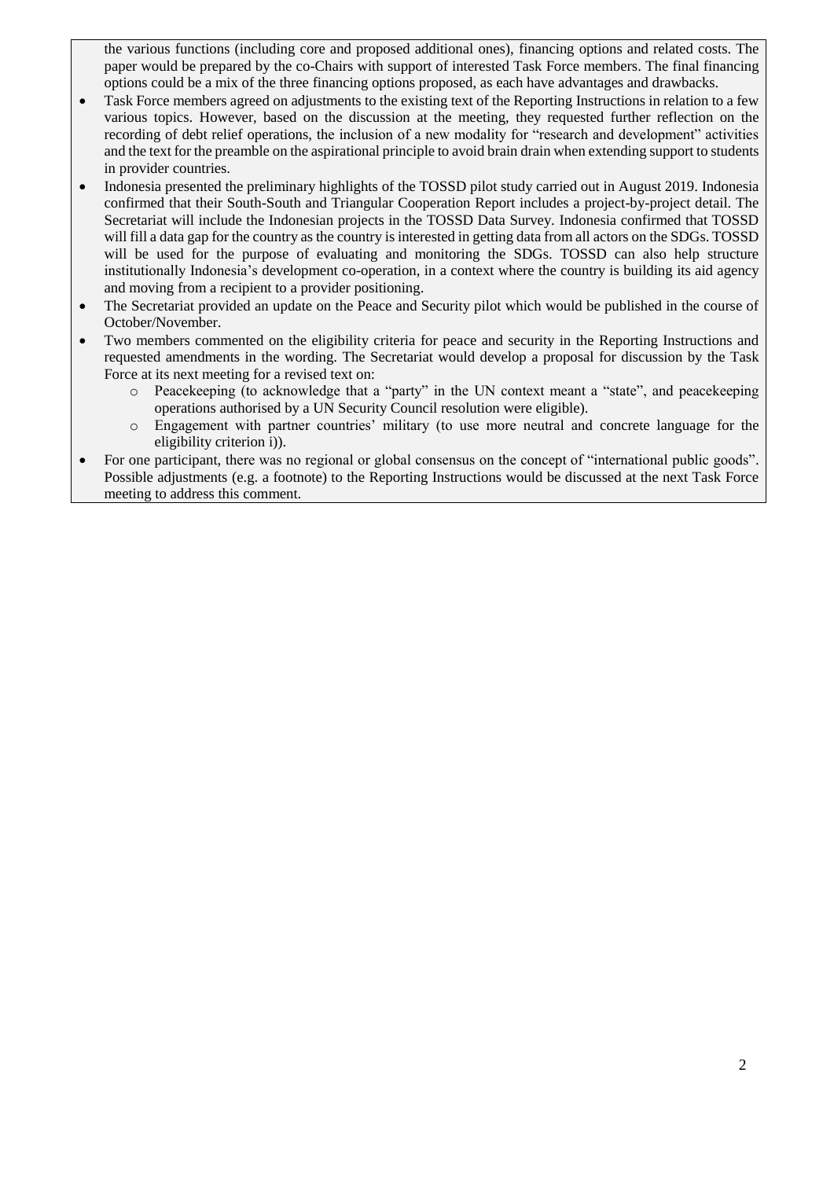the various functions (including core and proposed additional ones), financing options and related costs. The paper would be prepared by the co-Chairs with support of interested Task Force members. The final financing options could be a mix of the three financing options proposed, as each have advantages and drawbacks.

- Task Force members agreed on adjustments to the existing text of the Reporting Instructions in relation to a few various topics. However, based on the discussion at the meeting, they requested further reflection on the recording of debt relief operations, the inclusion of a new modality for "research and development" activities and the text for the preamble on the aspirational principle to avoid brain drain when extending support to students in provider countries.
- Indonesia presented the preliminary highlights of the TOSSD pilot study carried out in August 2019. Indonesia confirmed that their South-South and Triangular Cooperation Report includes a project-by-project detail. The Secretariat will include the Indonesian projects in the TOSSD Data Survey. Indonesia confirmed that TOSSD will fill a data gap for the country as the country is interested in getting data from all actors on the SDGs. TOSSD will be used for the purpose of evaluating and monitoring the SDGs. TOSSD can also help structure institutionally Indonesia's development co-operation, in a context where the country is building its aid agency and moving from a recipient to a provider positioning.
- The Secretariat provided an update on the Peace and Security pilot which would be published in the course of October/November.
- Two members commented on the eligibility criteria for peace and security in the Reporting Instructions and requested amendments in the wording. The Secretariat would develop a proposal for discussion by the Task Force at its next meeting for a revised text on:
  - Peacekeeping (to acknowledge that a "party" in the UN context meant a "state", and peacekeeping operations authorised by a UN Security Council resolution were eligible).
  - Engagement with partner countries' military (to use more neutral and concrete language for the eligibility criterion i)).
- For one participant, there was no regional or global consensus on the concept of "international public goods". Possible adjustments (e.g. a footnote) to the Reporting Instructions would be discussed at the next Task Force meeting to address this comment.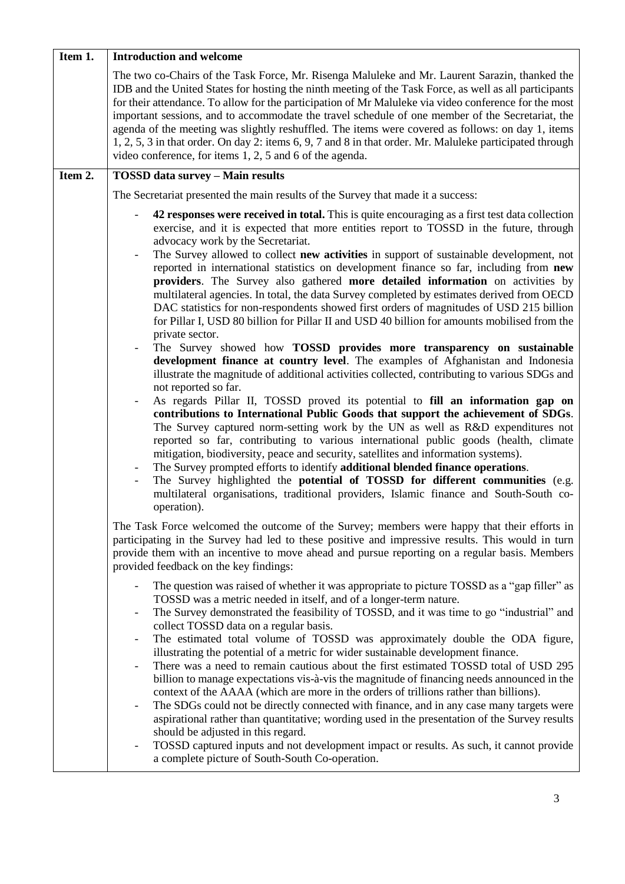| Item 1. | Introduction and welcome |
|---|---|
| | The two co-Chairs of the Task Force, Mr. Risenga Maluleke and Mr. Laurent Sarazin, thanked the IDB and the United States for hosting the ninth meeting of the Task Force, as well as all participants for their attendance. To allow for the participation of Mr Maluleke via video conference for the most important sessions, and to accommodate the travel schedule of one member of the Secretariat, the agenda of the meeting was slightly reshuffled. The items were covered as follows: on day 1, items 1, 2, 5, 3 in that order. On day 2: items 6, 9, 7 and 8 in that order. Mr. Maluleke participated through video conference, for items 1, 2, 5 and 6 of the agenda. |
| **Item 2.** | **TOSSD data survey – Main results** |
| | The Secretariat presented the main results of the Survey that made it a success:<br><br>- **42 responses were received in total.** This is quite encouraging as a first test data collection exercise, and it is expected that more entities report to TOSSD in the future, through advocacy work by the Secretariat.<br>- The Survey allowed to collect **new activities** in support of sustainable development, not reported in international statistics on development finance so far, including from **new providers**. The Survey also gathered **more detailed information** on activities by multilateral agencies. In total, the data Survey completed by estimates derived from OECD DAC statistics for non-respondents showed first orders of magnitudes of USD 215 billion for Pillar I, USD 80 billion for Pillar II and USD 40 billion for amounts mobilised from the private sector.<br>- The Survey showed how **TOSSD provides more transparency on sustainable development finance at country level**. The examples of Afghanistan and Indonesia illustrate the magnitude of additional activities collected, contributing to various SDGs and not reported so far.<br>- As regards Pillar II, TOSSD proved its potential to **fill an information gap on contributions to International Public Goods that support the achievement of SDGs**. The Survey captured norm-setting work by the UN as well as R&D expenditures not reported so far, contributing to various international public goods (health, climate mitigation, biodiversity, peace and security, satellites and information systems).<br>- The Survey prompted efforts to identify **additional blended finance operations**.<br>- The Survey highlighted the **potential of TOSSD for different communities** (e.g. multilateral organisations, traditional providers, Islamic finance and South-South co-operation).<br><br>The Task Force welcomed the outcome of the Survey; members were happy that their efforts in participating in the Survey had led to these positive and impressive results. This would in turn provide them with an incentive to move ahead and pursue reporting on a regular basis. Members provided feedback on the key findings:<br><br>- The question was raised of whether it was appropriate to picture TOSSD as a "gap filler" as TOSSD was a metric needed in itself, and of a longer-term nature.<br>- The Survey demonstrated the feasibility of TOSSD, and it was time to go "industrial" and collect TOSSD data on a regular basis.<br>- The estimated total volume of TOSSD was approximately double the ODA figure, illustrating the potential of a metric for wider sustainable development finance.<br>- There was a need to remain cautious about the first estimated TOSSD total of USD 295 billion to manage expectations vis-à-vis the magnitude of financing needs announced in the context of the AAAA (which are more in the orders of trillions rather than billions).<br>- The SDGs could not be directly connected with finance, and in any case many targets were aspirational rather than quantitative; wording used in the presentation of the Survey results should be adjusted in this regard.<br>- TOSSD captured inputs and not development impact or results. As such, it cannot provide a complete picture of South-South Co-operation. |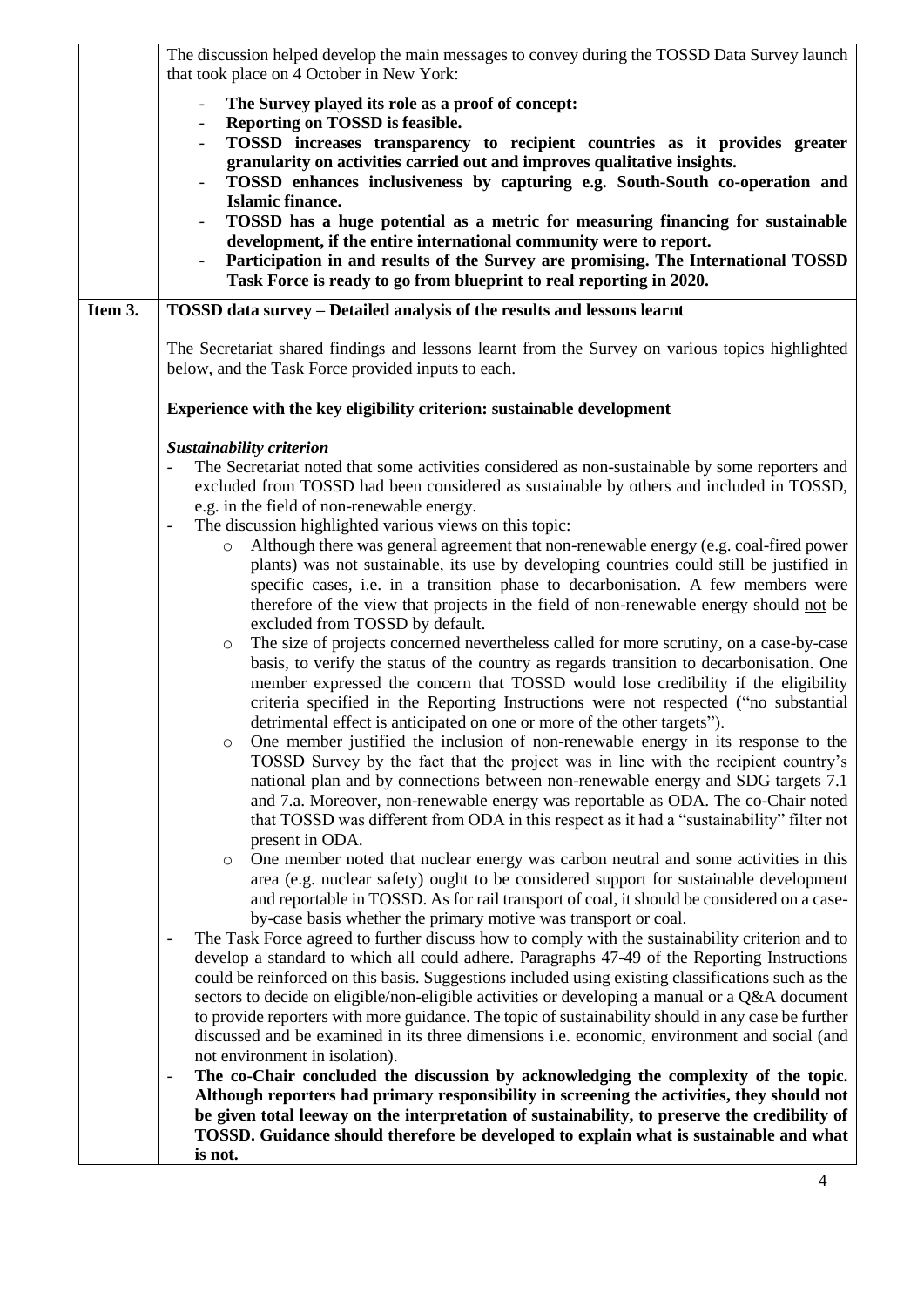The discussion helped develop the main messages to convey during the TOSSD Data Survey launch that took place on 4 October in New York:

- **The Survey played its role as a proof of concept:**
- **Reporting on TOSSD is feasible.**
- **TOSSD increases transparency to recipient countries as it provides greater granularity on activities carried out and improves qualitative insights.**
- **TOSSD enhances inclusiveness by capturing e.g. South-South co-operation and Islamic finance.**
- **TOSSD has a huge potential as a metric for measuring financing for sustainable development, if the entire international community were to report.**
- **Participation in and results of the Survey are promising. The International TOSSD Task Force is ready to go from blueprint to real reporting in 2020.**

## Item 3. TOSSD data survey – Detailed analysis of the results and lessons learnt

The Secretariat shared findings and lessons learnt from the Survey on various topics highlighted below, and the Task Force provided inputs to each.

### Experience with the key eligibility criterion: sustainable development

***Sustainability criterion***

- The Secretariat noted that some activities considered as non-sustainable by some reporters and excluded from TOSSD had been considered as sustainable by others and included in TOSSD, e.g. in the field of non-renewable energy.
- The discussion highlighted various views on this topic:
  - Although there was general agreement that non-renewable energy (e.g. coal-fired power plants) was not sustainable, its use by developing countries could still be justified in specific cases, i.e. in a transition phase to decarbonisation. A few members were therefore of the view that projects in the field of non-renewable energy should <u>not</u> be excluded from TOSSD by default.
  - The size of projects concerned nevertheless called for more scrutiny, on a case-by-case basis, to verify the status of the country as regards transition to decarbonisation. One member expressed the concern that TOSSD would lose credibility if the eligibility criteria specified in the Reporting Instructions were not respected ("no substantial detrimental effect is anticipated on one or more of the other targets").
  - One member justified the inclusion of non-renewable energy in its response to the TOSSD Survey by the fact that the project was in line with the recipient country's national plan and by connections between non-renewable energy and SDG targets 7.1 and 7.a. Moreover, non-renewable energy was reportable as ODA. The co-Chair noted that TOSSD was different from ODA in this respect as it had a "sustainability" filter not present in ODA.
  - One member noted that nuclear energy was carbon neutral and some activities in this area (e.g. nuclear safety) ought to be considered support for sustainable development and reportable in TOSSD. As for rail transport of coal, it should be considered on a case-by-case basis whether the primary motive was transport or coal.
- The Task Force agreed to further discuss how to comply with the sustainability criterion and to develop a standard to which all could adhere. Paragraphs 47-49 of the Reporting Instructions could be reinforced on this basis. Suggestions included using existing classifications such as the sectors to decide on eligible/non-eligible activities or developing a manual or a Q&A document to provide reporters with more guidance. The topic of sustainability should in any case be further discussed and be examined in its three dimensions i.e. economic, environment and social (and not environment in isolation).
- **The co-Chair concluded the discussion by acknowledging the complexity of the topic. Although reporters had primary responsibility in screening the activities, they should not be given total leeway on the interpretation of sustainability, to preserve the credibility of TOSSD. Guidance should therefore be developed to explain what is sustainable and what is not.**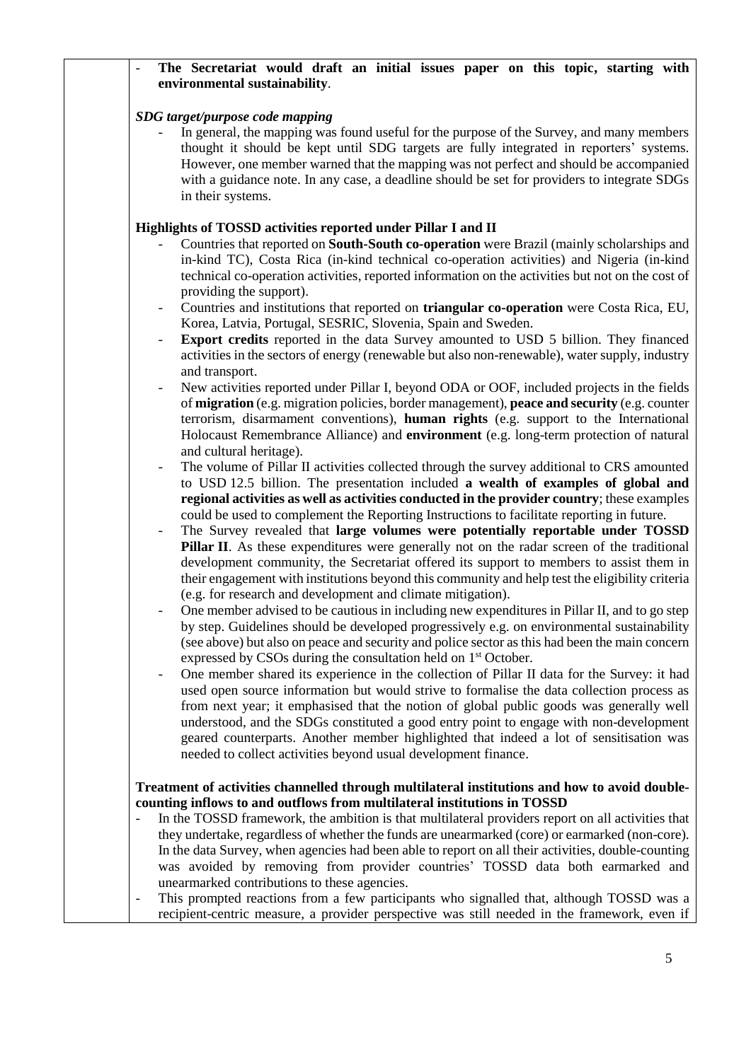- **The Secretariat would draft an initial issues paper on this topic, starting with environmental sustainability**.

*SDG target/purpose code mapping*

- In general, the mapping was found useful for the purpose of the Survey, and many members thought it should be kept until SDG targets are fully integrated in reporters' systems. However, one member warned that the mapping was not perfect and should be accompanied with a guidance note. In any case, a deadline should be set for providers to integrate SDGs in their systems.

**Highlights of TOSSD activities reported under Pillar I and II**

- Countries that reported on **South-South co-operation** were Brazil (mainly scholarships and in-kind TC), Costa Rica (in-kind technical co-operation activities) and Nigeria (in-kind technical co-operation activities, reported information on the activities but not on the cost of providing the support).
- Countries and institutions that reported on **triangular co-operation** were Costa Rica, EU, Korea, Latvia, Portugal, SESRIC, Slovenia, Spain and Sweden.
- **Export credits** reported in the data Survey amounted to USD 5 billion. They financed activities in the sectors of energy (renewable but also non-renewable), water supply, industry and transport.
- New activities reported under Pillar I, beyond ODA or OOF, included projects in the fields of **migration** (e.g. migration policies, border management), **peace and security** (e.g. counter terrorism, disarmament conventions), **human rights** (e.g. support to the International Holocaust Remembrance Alliance) and **environment** (e.g. long-term protection of natural and cultural heritage).
- The volume of Pillar II activities collected through the survey additional to CRS amounted to USD 12.5 billion. The presentation included **a wealth of examples of global and regional activities as well as activities conducted in the provider country**; these examples could be used to complement the Reporting Instructions to facilitate reporting in future.
- The Survey revealed that **large volumes were potentially reportable under TOSSD Pillar II**. As these expenditures were generally not on the radar screen of the traditional development community, the Secretariat offered its support to members to assist them in their engagement with institutions beyond this community and help test the eligibility criteria (e.g. for research and development and climate mitigation).
- One member advised to be cautious in including new expenditures in Pillar II, and to go step by step. Guidelines should be developed progressively e.g. on environmental sustainability (see above) but also on peace and security and police sector as this had been the main concern expressed by CSOs during the consultation held on 1st October.
- One member shared its experience in the collection of Pillar II data for the Survey: it had used open source information but would strive to formalise the data collection process as from next year; it emphasised that the notion of global public goods was generally well understood, and the SDGs constituted a good entry point to engage with non-development geared counterparts. Another member highlighted that indeed a lot of sensitisation was needed to collect activities beyond usual development finance.

**Treatment of activities channelled through multilateral institutions and how to avoid double-counting inflows to and outflows from multilateral institutions in TOSSD**

- In the TOSSD framework, the ambition is that multilateral providers report on all activities that they undertake, regardless of whether the funds are unearmarked (core) or earmarked (non-core). In the data Survey, when agencies had been able to report on all their activities, double-counting was avoided by removing from provider countries' TOSSD data both earmarked and unearmarked contributions to these agencies.
- This prompted reactions from a few participants who signalled that, although TOSSD was a recipient-centric measure, a provider perspective was still needed in the framework, even if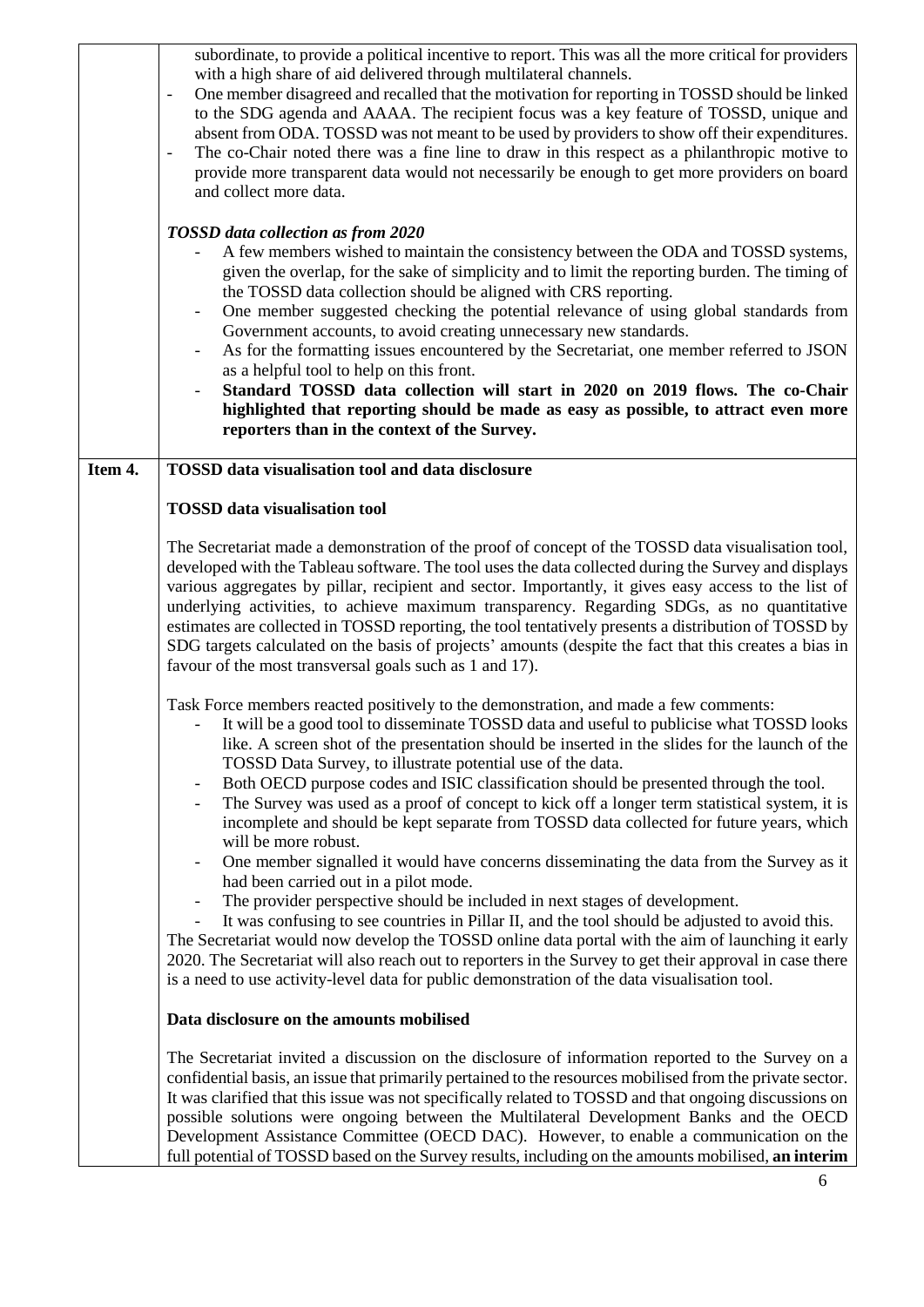| | |
|---|---|
| | subordinate, to provide a political incentive to report. This was all the more critical for providers with a high share of aid delivered through multilateral channels.<br>- One member disagreed and recalled that the motivation for reporting in TOSSD should be linked to the SDG agenda and AAAA. The recipient focus was a key feature of TOSSD, unique and absent from ODA. TOSSD was not meant to be used by providers to show off their expenditures.<br>- The co-Chair noted there was a fine line to draw in this respect as a philanthropic motive to provide more transparent data would not necessarily be enough to get more providers on board and collect more data.<br><br>***TOSSD data collection as from 2020***<br>- A few members wished to maintain the consistency between the ODA and TOSSD systems, given the overlap, for the sake of simplicity and to limit the reporting burden. The timing of the TOSSD data collection should be aligned with CRS reporting.<br>- One member suggested checking the potential relevance of using global standards from Government accounts, to avoid creating unnecessary new standards.<br>- As for the formatting issues encountered by the Secretariat, one member referred to JSON as a helpful tool to help on this front.<br>- **Standard TOSSD data collection will start in 2020 on 2019 flows. The co-Chair highlighted that reporting should be made as easy as possible, to attract even more reporters than in the context of the Survey.** |
| **Item 4.** | **TOSSD data visualisation tool and data disclosure**<br><br>**TOSSD data visualisation tool**<br><br>The Secretariat made a demonstration of the proof of concept of the TOSSD data visualisation tool, developed with the Tableau software. The tool uses the data collected during the Survey and displays various aggregates by pillar, recipient and sector. Importantly, it gives easy access to the list of underlying activities, to achieve maximum transparency. Regarding SDGs, as no quantitative estimates are collected in TOSSD reporting, the tool tentatively presents a distribution of TOSSD by SDG targets calculated on the basis of projects' amounts (despite the fact that this creates a bias in favour of the most transversal goals such as 1 and 17).<br><br>Task Force members reacted positively to the demonstration, and made a few comments:<br>- It will be a good tool to disseminate TOSSD data and useful to publicise what TOSSD looks like. A screen shot of the presentation should be inserted in the slides for the launch of the TOSSD Data Survey, to illustrate potential use of the data.<br>- Both OECD purpose codes and ISIC classification should be presented through the tool.<br>- The Survey was used as a proof of concept to kick off a longer term statistical system, it is incomplete and should be kept separate from TOSSD data collected for future years, which will be more robust.<br>- One member signalled it would have concerns disseminating the data from the Survey as it had been carried out in a pilot mode.<br>- The provider perspective should be included in next stages of development.<br>- It was confusing to see countries in Pillar II, and the tool should be adjusted to avoid this.<br><br>The Secretariat would now develop the TOSSD online data portal with the aim of launching it early 2020. The Secretariat will also reach out to reporters in the Survey to get their approval in case there is a need to use activity-level data for public demonstration of the data visualisation tool.<br><br>**Data disclosure on the amounts mobilised**<br><br>The Secretariat invited a discussion on the disclosure of information reported to the Survey on a confidential basis, an issue that primarily pertained to the resources mobilised from the private sector. It was clarified that this issue was not specifically related to TOSSD and that ongoing discussions on possible solutions were ongoing between the Multilateral Development Banks and the OECD Development Assistance Committee (OECD DAC). However, to enable a communication on the full potential of TOSSD based on the Survey results, including on the amounts mobilised, **an interim** |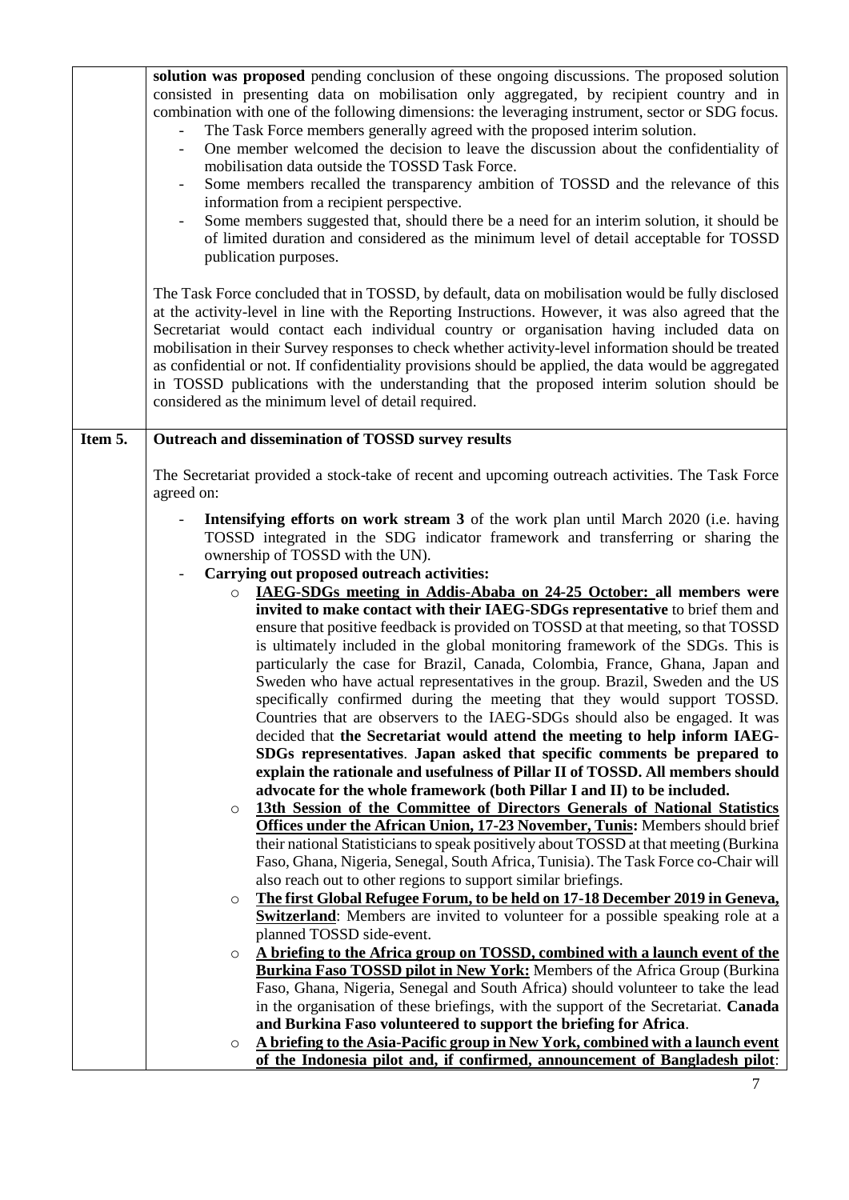| | |
|---|---|
| | **solution was proposed** pending conclusion of these ongoing discussions. The proposed solution consisted in presenting data on mobilisation only aggregated, by recipient country and in combination with one of the following dimensions: the leveraging instrument, sector or SDG focus.<br>- The Task Force members generally agreed with the proposed interim solution.<br>- One member welcomed the decision to leave the discussion about the confidentiality of mobilisation data outside the TOSSD Task Force.<br>- Some members recalled the transparency ambition of TOSSD and the relevance of this information from a recipient perspective.<br>- Some members suggested that, should there be a need for an interim solution, it should be of limited duration and considered as the minimum level of detail acceptable for TOSSD publication purposes.<br><br>The Task Force concluded that in TOSSD, by default, data on mobilisation would be fully disclosed at the activity-level in line with the Reporting Instructions. However, it was also agreed that the Secretariat would contact each individual country or organisation having included data on mobilisation in their Survey responses to check whether activity-level information should be treated as confidential or not. If confidentiality provisions should be applied, the data would be aggregated in TOSSD publications with the understanding that the proposed interim solution should be considered as the minimum level of detail required. |
| **Item 5.** | **Outreach and dissemination of TOSSD survey results**<br><br>The Secretariat provided a stock-take of recent and upcoming outreach activities. The Task Force agreed on:<br><br>- **Intensifying efforts on work stream 3** of the work plan until March 2020 (i.e. having TOSSD integrated in the SDG indicator framework and transferring or sharing the ownership of TOSSD with the UN).<br>- **Carrying out proposed outreach activities:**<br>&nbsp;&nbsp;o **<u>IAEG-SDGs meeting in Addis-Ababa on 24-25 October:</u> all members were invited to make contact with their IAEG-SDGs representative** to brief them and ensure that positive feedback is provided on TOSSD at that meeting, so that TOSSD is ultimately included in the global monitoring framework of the SDGs. This is particularly the case for Brazil, Canada, Colombia, France, Ghana, Japan and Sweden who have actual representatives in the group. Brazil, Sweden and the US specifically confirmed during the meeting that they would support TOSSD. Countries that are observers to the IAEG-SDGs should also be engaged. It was decided that **the Secretariat would attend the meeting to help inform IAEG-SDGs representatives**. **Japan asked that specific comments be prepared to explain the rationale and usefulness of Pillar II of TOSSD. All members should advocate for the whole framework (both Pillar I and II) to be included.**<br>&nbsp;&nbsp;o **<u>13th Session of the Committee of Directors Generals of National Statistics Offices under the African Union, 17-23 November, Tunis:</u>** Members should brief their national Statisticians to speak positively about TOSSD at that meeting (Burkina Faso, Ghana, Nigeria, Senegal, South Africa, Tunisia). The Task Force co-Chair will also reach out to other regions to support similar briefings.<br>&nbsp;&nbsp;o **<u>The first Global Refugee Forum, to be held on 17-18 December 2019 in Geneva, Switzerland</u>**: Members are invited to volunteer for a possible speaking role at a planned TOSSD side-event.<br>&nbsp;&nbsp;o **<u>A briefing to the Africa group on TOSSD, combined with a launch event of the Burkina Faso TOSSD pilot in New York:</u>** Members of the Africa Group (Burkina Faso, Ghana, Nigeria, Senegal and South Africa) should volunteer to take the lead in the organisation of these briefings, with the support of the Secretariat. **Canada and Burkina Faso volunteered to support the briefing for Africa**.<br>&nbsp;&nbsp;o **<u>A briefing to the Asia-Pacific group in New York, combined with a launch event of the Indonesia pilot and, if confirmed, announcement of Bangladesh pilot</u>**: |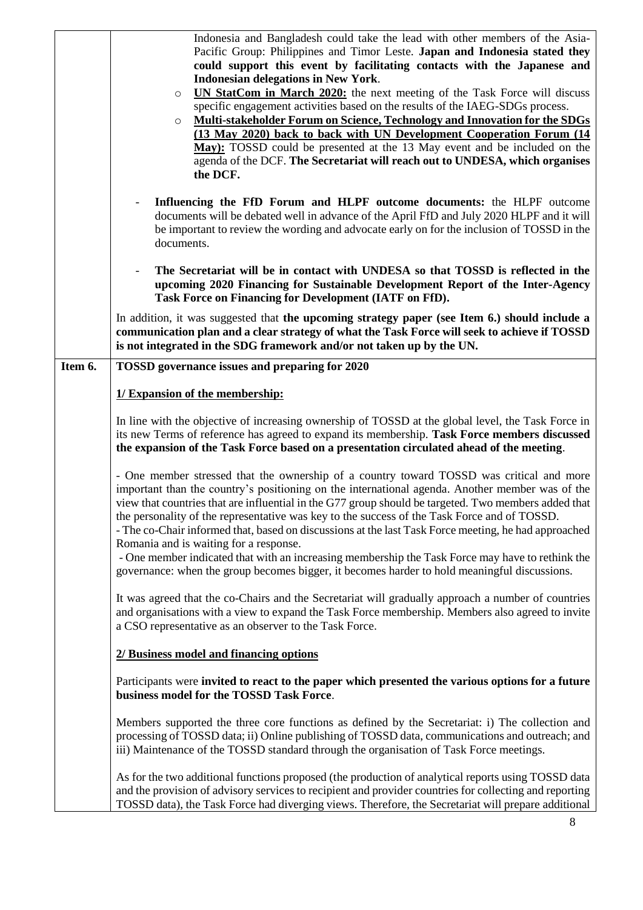| | |
|---|---|
| | Indonesia and Bangladesh could take the lead with other members of the Asia-Pacific Group: Philippines and Timor Leste. **Japan and Indonesia stated they could support this event by facilitating contacts with the Japanese and Indonesian delegations in New York**.<br>○ **UN StatCom in March 2020:** the next meeting of the Task Force will discuss specific engagement activities based on the results of the IAEG-SDGs process.<br>○ **Multi-stakeholder Forum on Science, Technology and Innovation for the SDGs (13 May 2020) back to back with UN Development Cooperation Forum (14 May):** TOSSD could be presented at the 13 May event and be included on the agenda of the DCF. **The Secretariat will reach out to UNDESA, which organises the DCF.**<br><br>- **Influencing the FfD Forum and HLPF outcome documents:** the HLPF outcome documents will be debated well in advance of the April FfD and July 2020 HLPF and it will be important to review the wording and advocate early on for the inclusion of TOSSD in the documents.<br><br>- **The Secretariat will be in contact with UNDESA so that TOSSD is reflected in the upcoming 2020 Financing for Sustainable Development Report of the Inter-Agency Task Force on Financing for Development (IATF on FfD).**<br><br>In addition, it was suggested that **the upcoming strategy paper (see Item 6.) should include a communication plan and a clear strategy of what the Task Force will seek to achieve if TOSSD is not integrated in the SDG framework and/or not taken up by the UN.** |
| **Item 6.** | **TOSSD governance issues and preparing for 2020**<br><br>**1/ Expansion of the membership:**<br><br>In line with the objective of increasing ownership of TOSSD at the global level, the Task Force in its new Terms of reference has agreed to expand its membership. **Task Force members discussed the expansion of the Task Force based on a presentation circulated ahead of the meeting**.<br><br>- One member stressed that the ownership of a country toward TOSSD was critical and more important than the country's positioning on the international agenda. Another member was of the view that countries that are influential in the G77 group should be targeted. Two members added that the personality of the representative was key to the success of the Task Force and of TOSSD.<br>- The co-Chair informed that, based on discussions at the last Task Force meeting, he had approached Romania and is waiting for a response.<br>- One member indicated that with an increasing membership the Task Force may have to rethink the governance: when the group becomes bigger, it becomes harder to hold meaningful discussions.<br><br>It was agreed that the co-Chairs and the Secretariat will gradually approach a number of countries and organisations with a view to expand the Task Force membership. Members also agreed to invite a CSO representative as an observer to the Task Force.<br><br>**2/ Business model and financing options**<br><br>Participants were **invited to react to the paper which presented the various options for a future business model for the TOSSD Task Force**.<br><br>Members supported the three core functions as defined by the Secretariat: i) The collection and processing of TOSSD data; ii) Online publishing of TOSSD data, communications and outreach; and iii) Maintenance of the TOSSD standard through the organisation of Task Force meetings.<br><br>As for the two additional functions proposed (the production of analytical reports using TOSSD data and the provision of advisory services to recipient and provider countries for collecting and reporting TOSSD data), the Task Force had diverging views. Therefore, the Secretariat will prepare additional |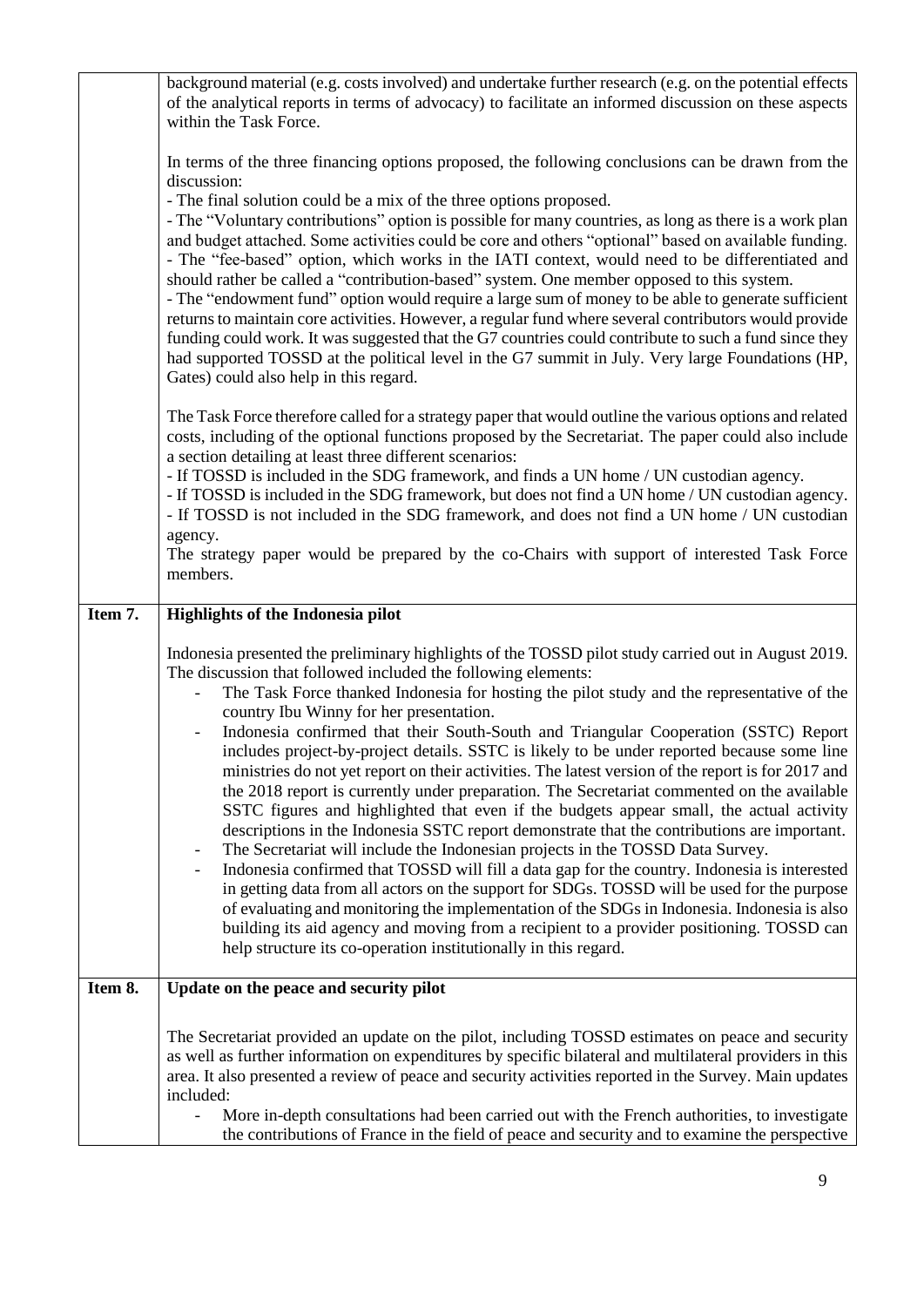| | |
|---|---|
| | background material (e.g. costs involved) and undertake further research (e.g. on the potential effects of the analytical reports in terms of advocacy) to facilitate an informed discussion on these aspects within the Task Force.<br><br>In terms of the three financing options proposed, the following conclusions can be drawn from the discussion:<br>- The final solution could be a mix of the three options proposed.<br>- The "Voluntary contributions" option is possible for many countries, as long as there is a work plan and budget attached. Some activities could be core and others "optional" based on available funding.<br>- The "fee-based" option, which works in the IATI context, would need to be differentiated and should rather be called a "contribution-based" system. One member opposed to this system.<br>- The "endowment fund" option would require a large sum of money to be able to generate sufficient returns to maintain core activities. However, a regular fund where several contributors would provide funding could work. It was suggested that the G7 countries could contribute to such a fund since they had supported TOSSD at the political level in the G7 summit in July. Very large Foundations (HP, Gates) could also help in this regard.<br><br>The Task Force therefore called for a strategy paper that would outline the various options and related costs, including of the optional functions proposed by the Secretariat. The paper could also include a section detailing at least three different scenarios:<br>- If TOSSD is included in the SDG framework, and finds a UN home / UN custodian agency.<br>- If TOSSD is included in the SDG framework, but does not find a UN home / UN custodian agency.<br>- If TOSSD is not included in the SDG framework, and does not find a UN home / UN custodian agency.<br>The strategy paper would be prepared by the co-Chairs with support of interested Task Force members. |
| **Item 7.** | **Highlights of the Indonesia pilot**<br><br>Indonesia presented the preliminary highlights of the TOSSD pilot study carried out in August 2019. The discussion that followed included the following elements:<br>- The Task Force thanked Indonesia for hosting the pilot study and the representative of the country Ibu Winny for her presentation.<br>- Indonesia confirmed that their South-South and Triangular Cooperation (SSTC) Report includes project-by-project details. SSTC is likely to be under reported because some line ministries do not yet report on their activities. The latest version of the report is for 2017 and the 2018 report is currently under preparation. The Secretariat commented on the available SSTC figures and highlighted that even if the budgets appear small, the actual activity descriptions in the Indonesia SSTC report demonstrate that the contributions are important.<br>- The Secretariat will include the Indonesian projects in the TOSSD Data Survey.<br>- Indonesia confirmed that TOSSD will fill a data gap for the country. Indonesia is interested in getting data from all actors on the support for SDGs. TOSSD will be used for the purpose of evaluating and monitoring the implementation of the SDGs in Indonesia. Indonesia is also building its aid agency and moving from a recipient to a provider positioning. TOSSD can help structure its co-operation institutionally in this regard. |
| **Item 8.** | **Update on the peace and security pilot**<br><br>The Secretariat provided an update on the pilot, including TOSSD estimates on peace and security as well as further information on expenditures by specific bilateral and multilateral providers in this area. It also presented a review of peace and security activities reported in the Survey. Main updates included:<br>- More in-depth consultations had been carried out with the French authorities, to investigate the contributions of France in the field of peace and security and to examine the perspective |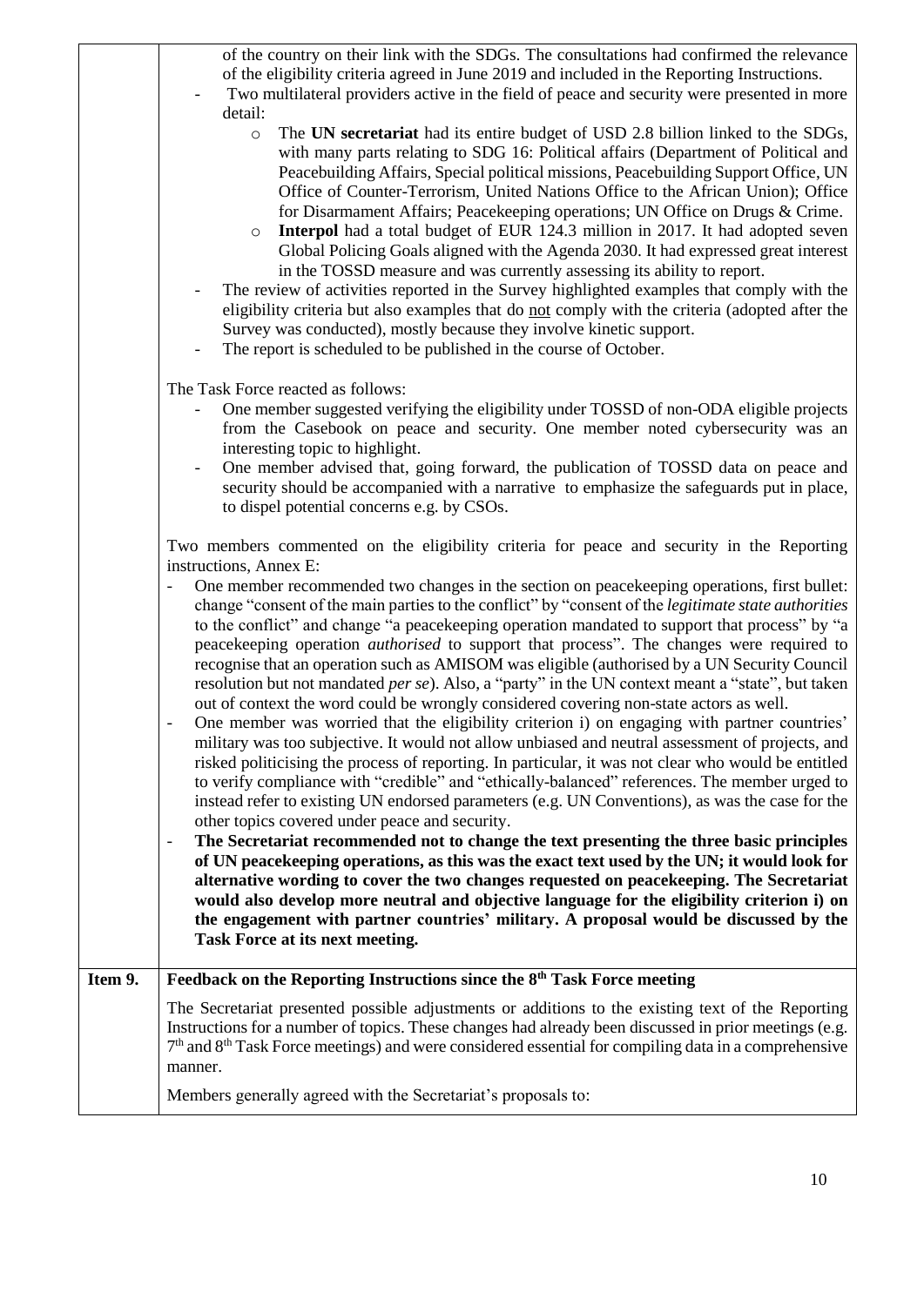| | |
|---|---|
| | of the country on their link with the SDGs. The consultations had confirmed the relevance of the eligibility criteria agreed in June 2019 and included in the Reporting Instructions.<br>- Two multilateral providers active in the field of peace and security were presented in more detail:<br>  - The **UN secretariat** had its entire budget of USD 2.8 billion linked to the SDGs, with many parts relating to SDG 16: Political affairs (Department of Political and Peacebuilding Affairs, Special political missions, Peacebuilding Support Office, UN Office of Counter-Terrorism, United Nations Office to the African Union); Office for Disarmament Affairs; Peacekeeping operations; UN Office on Drugs & Crime.<br>  - **Interpol** had a total budget of EUR 124.3 million in 2017. It had adopted seven Global Policing Goals aligned with the Agenda 2030. It had expressed great interest in the TOSSD measure and was currently assessing its ability to report.<br>- The review of activities reported in the Survey highlighted examples that comply with the eligibility criteria but also examples that do <u>not</u> comply with the criteria (adopted after the Survey was conducted), mostly because they involve kinetic support.<br>- The report is scheduled to be published in the course of October.<br><br>The Task Force reacted as follows:<br>- One member suggested verifying the eligibility under TOSSD of non-ODA eligible projects from the Casebook on peace and security. One member noted cybersecurity was an interesting topic to highlight.<br>- One member advised that, going forward, the publication of TOSSD data on peace and security should be accompanied with a narrative to emphasize the safeguards put in place, to dispel potential concerns e.g. by CSOs.<br><br>Two members commented on the eligibility criteria for peace and security in the Reporting instructions, Annex E:<br>- One member recommended two changes in the section on peacekeeping operations, first bullet: change "consent of the main parties to the conflict" by "consent of the *legitimate state authorities* to the conflict" and change "a peacekeeping operation mandated to support that process" by "a peacekeeping operation *authorised* to support that process". The changes were required to recognise that an operation such as AMISOM was eligible (authorised by a UN Security Council resolution but not mandated *per se*). Also, a "party" in the UN context meant a "state", but taken out of context the word could be wrongly considered covering non-state actors as well.<br>- One member was worried that the eligibility criterion i) on engaging with partner countries' military was too subjective. It would not allow unbiased and neutral assessment of projects, and risked politicising the process of reporting. In particular, it was not clear who would be entitled to verify compliance with "credible" and "ethically-balanced" references. The member urged to instead refer to existing UN endorsed parameters (e.g. UN Conventions), as was the case for the other topics covered under peace and security.<br>- **The Secretariat recommended not to change the text presenting the three basic principles of UN peacekeeping operations, as this was the exact text used by the UN; it would look for alternative wording to cover the two changes requested on peacekeeping. The Secretariat would also develop more neutral and objective language for the eligibility criterion i) on the engagement with partner countries' military. A proposal would be discussed by the Task Force at its next meeting.** |
| **Item 9.** | **Feedback on the Reporting Instructions since the 8th Task Force meeting**<br><br>The Secretariat presented possible adjustments or additions to the existing text of the Reporting Instructions for a number of topics. These changes had already been discussed in prior meetings (e.g. 7th and 8th Task Force meetings) and were considered essential for compiling data in a comprehensive manner.<br><br>Members generally agreed with the Secretariat's proposals to: |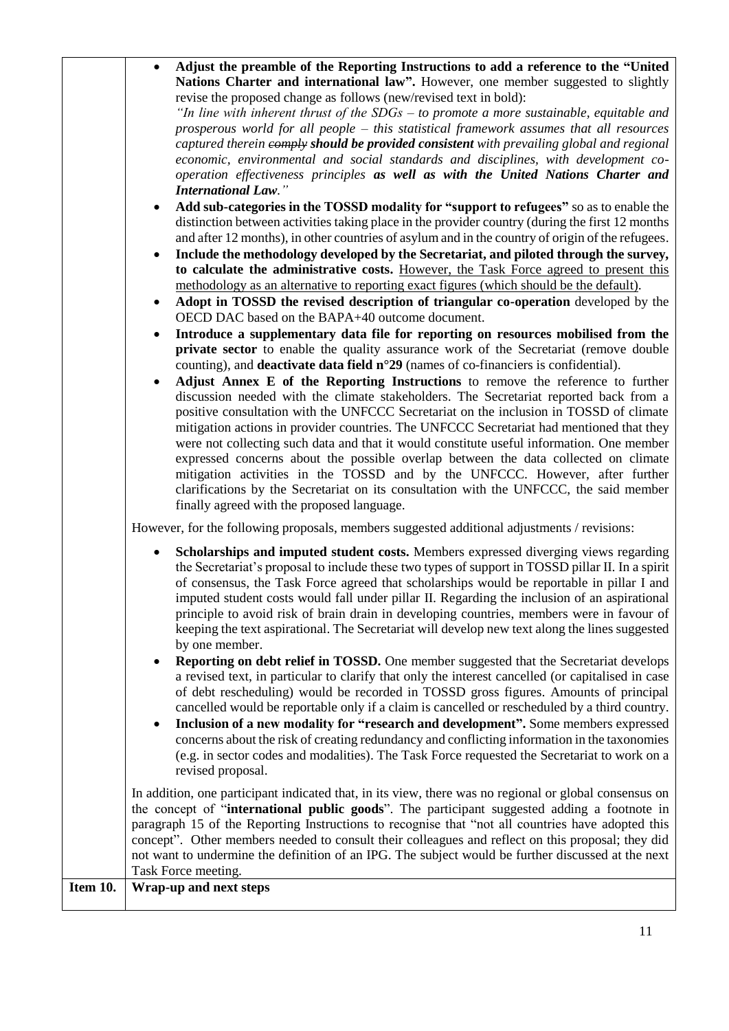- **Adjust the preamble of the Reporting Instructions to add a reference to the "United Nations Charter and international law".** However, one member suggested to slightly revise the proposed change as follows (new/revised text in bold):
  *"In line with inherent thrust of the SDGs – to promote a more sustainable, equitable and prosperous world for all people – this statistical framework assumes that all resources captured therein ~~comply~~ **should be provided consistent** with prevailing global and regional economic, environmental and social standards and disciplines, with development co-operation effectiveness principles **as well as with the United Nations Charter and International Law**."*
- **Add sub-categories in the TOSSD modality for "support to refugees"** so as to enable the distinction between activities taking place in the provider country (during the first 12 months and after 12 months), in other countries of asylum and in the country of origin of the refugees.
- **Include the methodology developed by the Secretariat, and piloted through the survey, to calculate the administrative costs.** However, the Task Force agreed to present this methodology as an alternative to reporting exact figures (which should be the default).
- **Adopt in TOSSD the revised description of triangular co-operation** developed by the OECD DAC based on the BAPA+40 outcome document.
- **Introduce a supplementary data file for reporting on resources mobilised from the private sector** to enable the quality assurance work of the Secretariat (remove double counting), and **deactivate data field n°29** (names of co-financiers is confidential).
- **Adjust Annex E of the Reporting Instructions** to remove the reference to further discussion needed with the climate stakeholders. The Secretariat reported back from a positive consultation with the UNFCCC Secretariat on the inclusion in TOSSD of climate mitigation actions in provider countries. The UNFCCC Secretariat had mentioned that they were not collecting such data and that it would constitute useful information. One member expressed concerns about the possible overlap between the data collected on climate mitigation activities in the TOSSD and by the UNFCCC. However, after further clarifications by the Secretariat on its consultation with the UNFCCC, the said member finally agreed with the proposed language.

However, for the following proposals, members suggested additional adjustments / revisions:

- **Scholarships and imputed student costs.** Members expressed diverging views regarding the Secretariat's proposal to include these two types of support in TOSSD pillar II. In a spirit of consensus, the Task Force agreed that scholarships would be reportable in pillar I and imputed student costs would fall under pillar II. Regarding the inclusion of an aspirational principle to avoid risk of brain drain in developing countries, members were in favour of keeping the text aspirational. The Secretariat will develop new text along the lines suggested by one member.
- **Reporting on debt relief in TOSSD.** One member suggested that the Secretariat develops a revised text, in particular to clarify that only the interest cancelled (or capitalised in case of debt rescheduling) would be recorded in TOSSD gross figures. Amounts of principal cancelled would be reportable only if a claim is cancelled or rescheduled by a third country.
- **Inclusion of a new modality for "research and development".** Some members expressed concerns about the risk of creating redundancy and conflicting information in the taxonomies (e.g. in sector codes and modalities). The Task Force requested the Secretariat to work on a revised proposal.

In addition, one participant indicated that, in its view, there was no regional or global consensus on the concept of "**international public goods**". The participant suggested adding a footnote in paragraph 15 of the Reporting Instructions to recognise that "not all countries have adopted this concept". Other members needed to consult their colleagues and reflect on this proposal; they did not want to undermine the definition of an IPG. The subject would be further discussed at the next Task Force meeting.

| **Item 10.** | **Wrap-up and next steps** |
| --- | --- |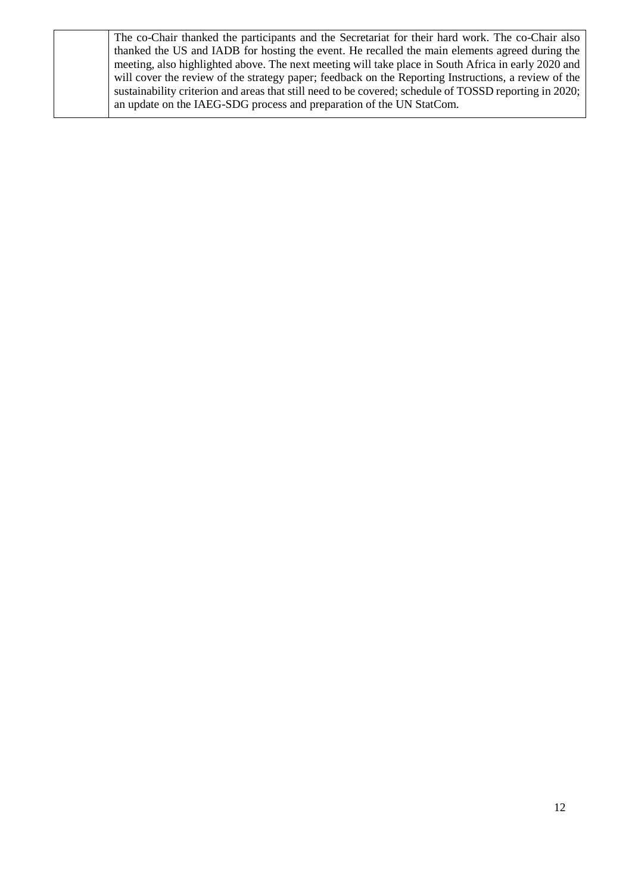| | |
|---|---|
| | The co-Chair thanked the participants and the Secretariat for their hard work. The co-Chair also thanked the US and IADB for hosting the event. He recalled the main elements agreed during the meeting, also highlighted above. The next meeting will take place in South Africa in early 2020 and will cover the review of the strategy paper; feedback on the Reporting Instructions, a review of the sustainability criterion and areas that still need to be covered; schedule of TOSSD reporting in 2020; an update on the IAEG-SDG process and preparation of the UN StatCom. |